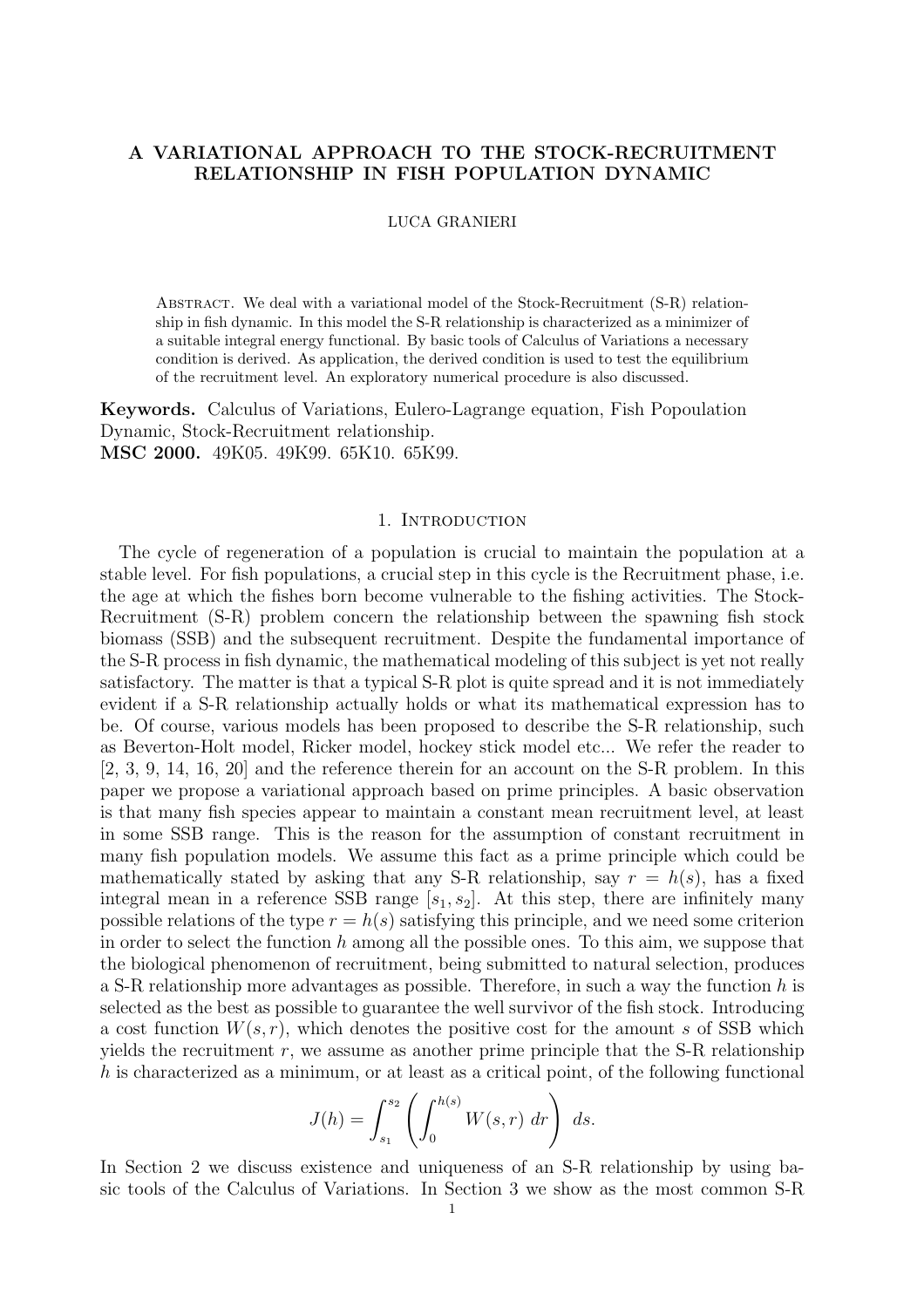# A VARIATIONAL APPROACH TO THE STOCK-RECRUITMENT RELATIONSHIP IN FISH POPULATION DYNAMIC

LUCA GRANIERI

Abstract. We deal with a variational model of the Stock-Recruitment (S-R) relationship in fish dynamic. In this model the S-R relationship is characterized as a minimizer of a suitable integral energy functional. By basic tools of Calculus of Variations a necessary condition is derived. As application, the derived condition is used to test the equilibrium of the recruitment level. An exploratory numerical procedure is also discussed.

**Keywords.** Calculus of Variations, Eulero-Lagrange equation, Fish Popoulation Dynamic, Stock-Recruitment relationship.
**MSC 2000.** 49K05. 49K99. 65K10. 65K99.

## 1. Introduction

The cycle of regeneration of a population is crucial to maintain the population at a stable level. For fish populations, a crucial step in this cycle is the Recruitment phase, i.e. the age at which the fishes born become vulnerable to the fishing activities. The Stock-Recruitment (S-R) problem concern the relationship between the spawning fish stock biomass (SSB) and the subsequent recruitment. Despite the fundamental importance of the S-R process in fish dynamic, the mathematical modeling of this subject is yet not really satisfactory. The matter is that a typical S-R plot is quite spread and it is not immediately evident if a S-R relationship actually holds or what its mathematical expression has to be. Of course, various models has been proposed to describe the S-R relationship, such as Beverton-Holt model, Ricker model, hockey stick model etc... We refer the reader to [2, 3, 9, 14, 16, 20] and the reference therein for an account on the S-R problem. In this paper we propose a variational approach based on prime principles. A basic observation is that many fish species appear to maintain a constant mean recruitment level, at least in some SSB range. This is the reason for the assumption of constant recruitment in many fish population models. We assume this fact as a prime principle which could be mathematically stated by asking that any S-R relationship, say $r = h(s)$, has a fixed integral mean in a reference SSB range $[s_1, s_2]$. At this step, there are infinitely many possible relations of the type $r = h(s)$ satisfying this principle, and we need some criterion in order to select the function $h$ among all the possible ones. To this aim, we suppose that the biological phenomenon of recruitment, being submitted to natural selection, produces a S-R relationship more advantages as possible. Therefore, in such a way the function $h$ is selected as the best as possible to guarantee the well survivor of the fish stock. Introducing a cost function $W(s, r)$, which denotes the positive cost for the amount $s$ of SSB which yields the recruitment $r$, we assume as another prime principle that the S-R relationship $h$ is characterized as a minimum, or at least as a critical point, of the following functional

$$J(h) = \int_{s_1}^{s_2} \left( \int_0^{h(s)} W(s, r)\ dr \right)\ ds.$$

In Section 2 we discuss existence and uniqueness of an S-R relationship by using basic tools of the Calculus of Variations. In Section 3 we show as the most common S-R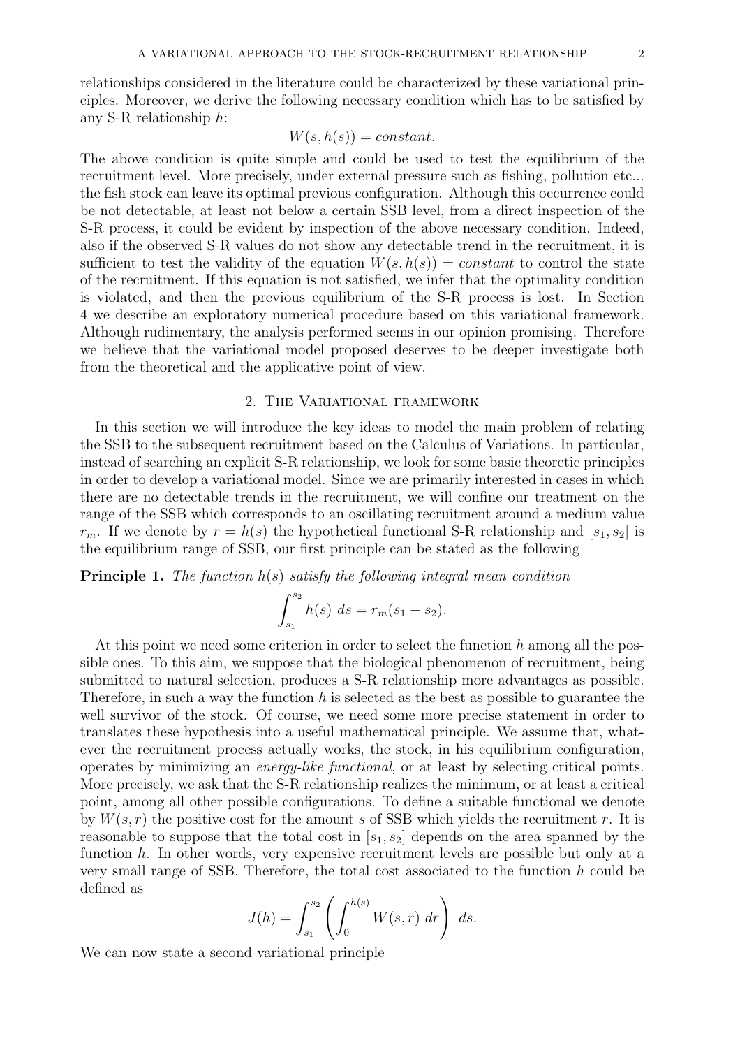relationships considered in the literature could be characterized by these variational principles. Moreover, we derive the following necessary condition which has to be satisfied by any S-R relationship $h$:

$$W(s, h(s)) = constant.$$

The above condition is quite simple and could be used to test the equilibrium of the recruitment level. More precisely, under external pressure such as fishing, pollution etc... the fish stock can leave its optimal previous configuration. Although this occurrence could be not detectable, at least not below a certain SSB level, from a direct inspection of the S-R process, it could be evident by inspection of the above necessary condition. Indeed, also if the observed S-R values do not show any detectable trend in the recruitment, it is sufficient to test the validity of the equation $W(s, h(s)) = constant$ to control the state of the recruitment. If this equation is not satisfied, we infer that the optimality condition is violated, and then the previous equilibrium of the S-R process is lost. In Section 4 we describe an exploratory numerical procedure based on this variational framework. Although rudimentary, the analysis performed seems in our opinion promising. Therefore we believe that the variational model proposed deserves to be deeper investigate both from the theoretical and the applicative point of view.

## 2. The Variational framework

In this section we will introduce the key ideas to model the main problem of relating the SSB to the subsequent recruitment based on the Calculus of Variations. In particular, instead of searching an explicit S-R relationship, we look for some basic theoretic principles in order to develop a variational model. Since we are primarily interested in cases in which there are no detectable trends in the recruitment, we will confine our treatment on the range of the SSB which corresponds to an oscillating recruitment around a medium value $r_m$. If we denote by $r = h(s)$ the hypothetical functional S-R relationship and $[s_1, s_2]$ is the equilibrium range of SSB, our first principle can be stated as the following

**Principle 1.** *The function $h(s)$ satisfy the following integral mean condition*

$$\int_{s_1}^{s_2} h(s)\ ds = r_m(s_1 - s_2).$$

At this point we need some criterion in order to select the function $h$ among all the possible ones. To this aim, we suppose that the biological phenomenon of recruitment, being submitted to natural selection, produces a S-R relationship more advantages as possible. Therefore, in such a way the function $h$ is selected as the best as possible to guarantee the well survivor of the stock. Of course, we need some more precise statement in order to translates these hypothesis into a useful mathematical principle. We assume that, whatever the recruitment process actually works, the stock, in his equilibrium configuration, operates by minimizing an *energy-like functional*, or at least by selecting critical points. More precisely, we ask that the S-R relationship realizes the minimum, or at least a critical point, among all other possible configurations. To define a suitable functional we denote by $W(s, r)$ the positive cost for the amount $s$ of SSB which yields the recruitment $r$. It is reasonable to suppose that the total cost in $[s_1, s_2]$ depends on the area spanned by the function $h$. In other words, very expensive recruitment levels are possible but only at a very small range of SSB. Therefore, the total cost associated to the function $h$ could be defined as

$$J(h) = \int_{s_1}^{s_2} \left( \int_0^{h(s)} W(s, r)\ dr \right)\ ds.$$

We can now state a second variational principle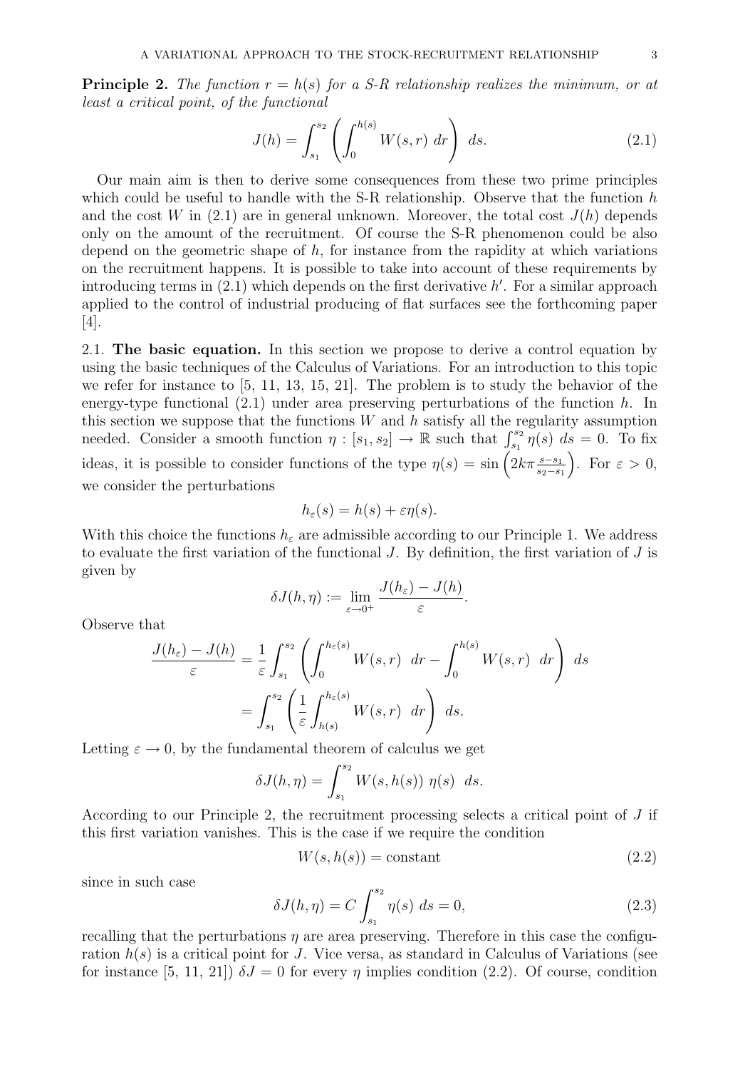**Principle 2.** *The function $r = h(s)$ for a S-R relationship realizes the minimum, or at least a critical point, of the functional*

$$J(h) = \int_{s_1}^{s_2} \left( \int_0^{h(s)} W(s,r)\ dr \right)\ ds. \tag{2.1}$$

Our main aim is then to derive some consequences from these two prime principles which could be useful to handle with the S-R relationship. Observe that the function $h$ and the cost $W$ in (2.1) are in general unknown. Moreover, the total cost $J(h)$ depends only on the amount of the recruitment. Of course the S-R phenomenon could be also depend on the geometric shape of $h$, for instance from the rapidity at which variations on the recruitment happens. It is possible to take into account of these requirements by introducing terms in (2.1) which depends on the first derivative $h'$. For a similar approach applied to the control of industrial producing of flat surfaces see the forthcoming paper [4].

2.1. **The basic equation.** In this section we propose to derive a control equation by using the basic techniques of the Calculus of Variations. For an introduction to this topic we refer for instance to [5, 11, 13, 15, 21]. The problem is to study the behavior of the energy-type functional (2.1) under area preserving perturbations of the function $h$. In this section we suppose that the functions $W$ and $h$ satisfy all the regularity assumption needed. Consider a smooth function $\eta : [s_1, s_2] \to \mathbb{R}$ such that $\int_{s_1}^{s_2} \eta(s)\ ds = 0$. To fix ideas, it is possible to consider functions of the type $\eta(s) = \sin\left(2k\pi \frac{s-s_1}{s_2-s_1}\right)$. For $\varepsilon > 0$, we consider the perturbations

$$h_\varepsilon(s) = h(s) + \varepsilon\eta(s).$$

With this choice the functions $h_\varepsilon$ are admissible according to our Principle 1. We address to evaluate the first variation of the functional $J$. By definition, the first variation of $J$ is given by

$$\delta J(h,\eta) := \lim_{\varepsilon\to 0^+} \frac{J(h_\varepsilon) - J(h)}{\varepsilon}.$$

Observe that

$$\begin{aligned}
\frac{J(h_\varepsilon) - J(h)}{\varepsilon} &= \frac{1}{\varepsilon} \int_{s_1}^{s_2} \left( \int_0^{h_\varepsilon(s)} W(s,r)\ \ dr - \int_0^{h(s)} W(s,r)\ \ dr \right)\ ds \\
&= \int_{s_1}^{s_2} \left( \frac{1}{\varepsilon} \int_{h(s)}^{h_\varepsilon(s)} W(s,r)\ \ dr \right)\ ds.
\end{aligned}$$

Letting $\varepsilon \to 0$, by the fundamental theorem of calculus we get

$$\delta J(h,\eta) = \int_{s_1}^{s_2} W(s,h(s))\ \eta(s)\ \ ds.$$

According to our Principle 2, the recruitment processing selects a critical point of $J$ if this first variation vanishes. This is the case if we require the condition

$$W(s,h(s)) = \text{constant} \tag{2.2}$$

since in such case

$$\delta J(h,\eta) = C \int_{s_1}^{s_2} \eta(s)\ ds = 0, \tag{2.3}$$

recalling that the perturbations $\eta$ are area preserving. Therefore in this case the configuration $h(s)$ is a critical point for $J$. Vice versa, as standard in Calculus of Variations (see for instance [5, 11, 21]) $\delta J = 0$ for every $\eta$ implies condition (2.2). Of course, condition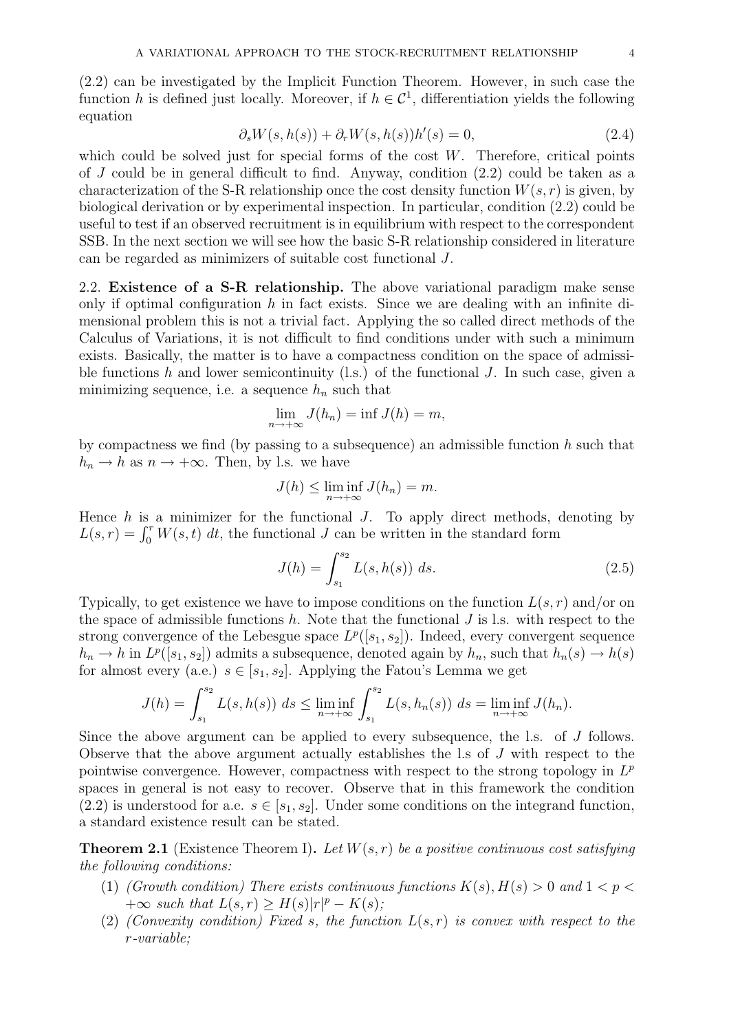(2.2) can be investigated by the Implicit Function Theorem. However, in such case the function $h$ is defined just locally. Moreover, if $h \in \mathcal{C}^1$, differentiation yields the following equation

$$\partial_s W(s, h(s)) + \partial_r W(s, h(s)) h'(s) = 0, \tag{2.4}$$

which could be solved just for special forms of the cost $W$. Therefore, critical points of $J$ could be in general difficult to find. Anyway, condition (2.2) could be taken as a characterization of the S-R relationship once the cost density function $W(s, r)$ is given, by biological derivation or by experimental inspection. In particular, condition (2.2) could be useful to test if an observed recruitment is in equilibrium with respect to the correspondent SSB. In the next section we will see how the basic S-R relationship considered in literature can be regarded as minimizers of suitable cost functional $J$.

## 2.2. Existence of a S-R relationship.

The above variational paradigm make sense only if optimal configuration $h$ in fact exists. Since we are dealing with an infinite dimensional problem this is not a trivial fact. Applying the so called direct methods of the Calculus of Variations, it is not difficult to find conditions under with such a minimum exists. Basically, the matter is to have a compactness condition on the space of admissible functions $h$ and lower semicontinuity (l.s.) of the functional $J$. In such case, given a minimizing sequence, i.e. a sequence $h_n$ such that

$$\lim_{n \to +\infty} J(h_n) = \inf J(h) = m,$$

by compactness we find (by passing to a subsequence) an admissible function $h$ such that $h_n \to h$ as $n \to +\infty$. Then, by l.s. we have

$$J(h) \leq \liminf_{n \to +\infty} J(h_n) = m.$$

Hence $h$ is a minimizer for the functional $J$. To apply direct methods, denoting by $L(s, r) = \int_0^r W(s, t)\, dt$, the functional $J$ can be written in the standard form

$$J(h) = \int_{s_1}^{s_2} L(s, h(s))\, ds. \tag{2.5}$$

Typically, to get existence we have to impose conditions on the function $L(s, r)$ and/or on the space of admissible functions $h$. Note that the functional $J$ is l.s. with respect to the strong convergence of the Lebesgue space $L^p([s_1, s_2])$. Indeed, every convergent sequence $h_n \to h$ in $L^p([s_1, s_2])$ admits a subsequence, denoted again by $h_n$, such that $h_n(s) \to h(s)$ for almost every (a.e.) $s \in [s_1, s_2]$. Applying the Fatou's Lemma we get

$$J(h) = \int_{s_1}^{s_2} L(s, h(s))\, ds \leq \liminf_{n \to +\infty} \int_{s_1}^{s_2} L(s, h_n(s))\, ds = \liminf_{n \to +\infty} J(h_n).$$

Since the above argument can be applied to every subsequence, the l.s. of $J$ follows. Observe that the above argument actually establishes the l.s of $J$ with respect to the pointwise convergence. However, compactness with respect to the strong topology in $L^p$ spaces in general is not easy to recover. Observe that in this framework the condition (2.2) is understood for a.e. $s \in [s_1, s_2]$. Under some conditions on the integrand function, a standard existence result can be stated.

**Theorem 2.1** (Existence Theorem I)**.** *Let $W(s, r)$ be a positive continuous cost satisfying the following conditions:*

1. *(Growth condition) There exists continuous functions $K(s), H(s) > 0$ and $1 < p < +\infty$ such that $L(s, r) \geq H(s)|r|^p - K(s)$;*
2. *(Convexity condition) Fixed $s$, the function $L(s, r)$ is convex with respect to the $r$-variable;*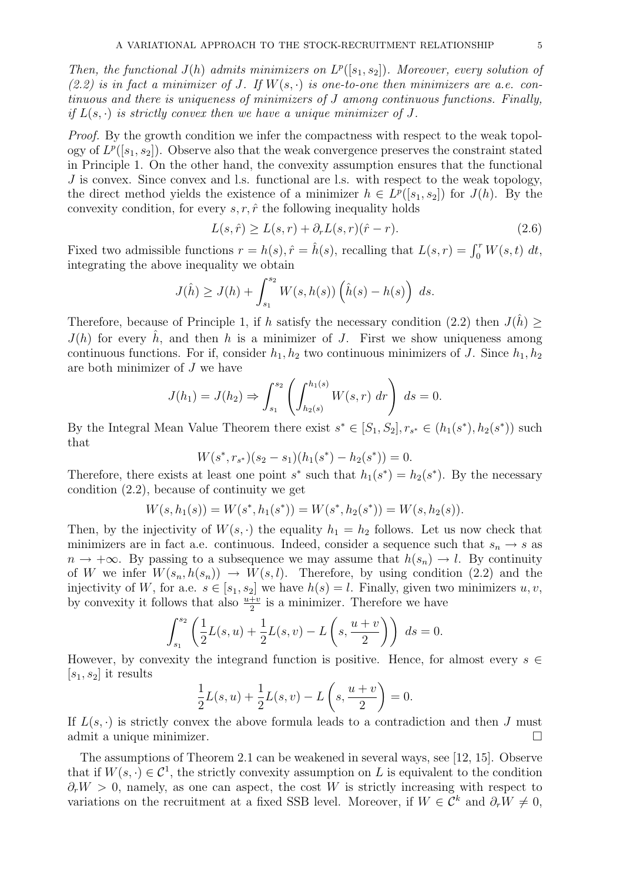*Then, the functional $J(h)$ admits minimizers on $L^p([s_1, s_2])$. Moreover, every solution of (2.2) is in fact a minimizer of $J$. If $W(s, \cdot)$ is one-to-one then minimizers are a.e. continuous and there is uniqueness of minimizers of $J$ among continuous functions. Finally, if $L(s, \cdot)$ is strictly convex then we have a unique minimizer of $J$.*

*Proof.* By the growth condition we infer the compactness with respect to the weak topology of $L^p([s_1, s_2])$. Observe also that the weak convergence preserves the constraint stated in Principle 1. On the other hand, the convexity assumption ensures that the functional $J$ is convex. Since convex and l.s. functional are l.s. with respect to the weak topology, the direct method yields the existence of a minimizer $h \in L^p([s_1, s_2])$ for $J(h)$. By the convexity condition, for every $s, r, \hat{r}$ the following inequality holds

$$L(s, \hat{r}) \geq L(s, r) + \partial_r L(s, r)(\hat{r} - r). \tag{2.6}$$

Fixed two admissible functions $r = h(s), \hat{r} = \hat{h}(s)$, recalling that $L(s, r) = \int_0^r W(s, t)\ dt$, integrating the above inequality we obtain

$$J(\hat{h}) \geq J(h) + \int_{s_1}^{s_2} W(s, h(s)) \left( \hat{h}(s) - h(s) \right)\ ds.$$

Therefore, because of Principle 1, if $h$ satisfy the necessary condition (2.2) then $J(\hat{h}) \geq J(h)$ for every $\hat{h}$, and then $h$ is a minimizer of $J$. First we show uniqueness among continuous functions. For if, consider $h_1, h_2$ two continuous minimizers of $J$. Since $h_1, h_2$ are both minimizer of $J$ we have

$$J(h_1) = J(h_2) \Rightarrow \int_{s_1}^{s_2} \left( \int_{h_2(s)}^{h_1(s)} W(s, r)\ dr \right)\ ds = 0.$$

By the Integral Mean Value Theorem there exist $s^* \in [S_1, S_2], r_{s^*} \in (h_1(s^*), h_2(s^*))$ such that

$$W(s^*, r_{s^*})(s_2 - s_1)(h_1(s^*) - h_2(s^*)) = 0.$$

Therefore, there exists at least one point $s^*$ such that $h_1(s^*) = h_2(s^*)$. By the necessary condition (2.2), because of continuity we get

$$W(s, h_1(s)) = W(s^*, h_1(s^*)) = W(s^*, h_2(s^*)) = W(s, h_2(s)).$$

Then, by the injectivity of $W(s, \cdot)$ the equality $h_1 = h_2$ follows. Let us now check that minimizers are in fact a.e. continuous. Indeed, consider a sequence such that $s_n \to s$ as $n \to +\infty$. By passing to a subsequence we may assume that $h(s_n) \to l$. By continuity of $W$ we infer $W(s_n, h(s_n)) \to W(s, l)$. Therefore, by using condition (2.2) and the injectivity of $W$, for a.e. $s \in [s_1, s_2]$ we have $h(s) = l$. Finally, given two minimizers $u, v$, by convexity it follows that also $\frac{u+v}{2}$ is a minimizer. Therefore we have

$$\int_{s_1}^{s_2} \left( \frac{1}{2} L(s, u) + \frac{1}{2} L(s, v) - L\left(s, \frac{u+v}{2}\right) \right)\ ds = 0.$$

However, by convexity the integrand function is positive. Hence, for almost every $s \in [s_1, s_2]$ it results

$$\frac{1}{2} L(s, u) + \frac{1}{2} L(s, v) - L\left(s, \frac{u+v}{2}\right) = 0.$$

If $L(s, \cdot)$ is strictly convex the above formula leads to a contradiction and then $J$ must admit a unique minimizer. □

The assumptions of Theorem 2.1 can be weakened in several ways, see [12, 15]. Observe that if $W(s, \cdot) \in \mathcal{C}^1$, the strictly convexity assumption on $L$ is equivalent to the condition $\partial_r W > 0$, namely, as one can aspect, the cost $W$ is strictly increasing with respect to variations on the recruitment at a fixed SSB level. Moreover, if $W \in \mathcal{C}^k$ and $\partial_r W \neq 0$,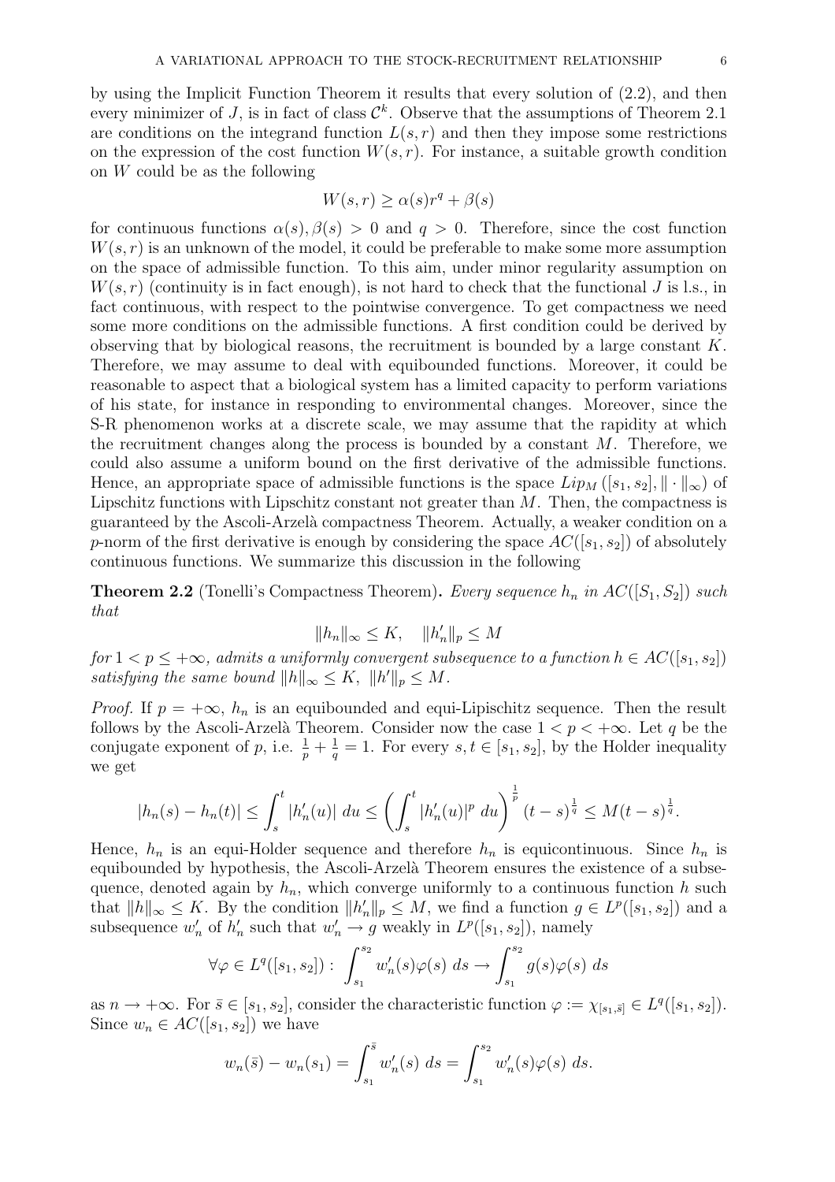by using the Implicit Function Theorem it results that every solution of (2.2), and then every minimizer of $J$, is in fact of class $\mathcal{C}^k$. Observe that the assumptions of Theorem 2.1 are conditions on the integrand function $L(s,r)$ and then they impose some restrictions on the expression of the cost function $W(s,r)$. For instance, a suitable growth condition on $W$ could be as the following

$$W(s,r) \geq \alpha(s) r^q + \beta(s)$$

for continuous functions $\alpha(s), \beta(s) > 0$ and $q > 0$. Therefore, since the cost function $W(s,r)$ is an unknown of the model, it could be preferable to make some more assumption on the space of admissible function. To this aim, under minor regularity assumption on $W(s,r)$ (continuity is in fact enough), is not hard to check that the functional $J$ is l.s., in fact continuous, with respect to the pointwise convergence. To get compactness we need some more conditions on the admissible functions. A first condition could be derived by observing that by biological reasons, the recruitment is bounded by a large constant $K$. Therefore, we may assume to deal with equibounded functions. Moreover, it could be reasonable to aspect that a biological system has a limited capacity to perform variations of his state, for instance in responding to environmental changes. Moreover, since the S-R phenomenon works at a discrete scale, we may assume that the rapidity at which the recruitment changes along the process is bounded by a constant $M$. Therefore, we could also assume a uniform bound on the first derivative of the admissible functions. Hence, an appropriate space of admissible functions is the space $Lip_M([s_1,s_2], \|\cdot\|_\infty)$ of Lipschitz functions with Lipschitz constant not greater than $M$. Then, the compactness is guaranteed by the Ascoli-Arzelà compactness Theorem. Actually, a weaker condition on a $p$-norm of the first derivative is enough by considering the space $AC([s_1,s_2])$ of absolutely continuous functions. We summarize this discussion in the following

**Theorem 2.2** (Tonelli's Compactness Theorem)**.** *Every sequence $h_n$ in $AC([S_1,S_2])$ such that*

$$\|h_n\|_\infty \leq K, \quad \|h_n'\|_p \leq M$$

*for $1 < p \leq +\infty$, admits a uniformly convergent subsequence to a function $h \in AC([s_1,s_2])$ satisfying the same bound $\|h\|_\infty \leq K$, $\|h'\|_p \leq M$.*

*Proof.* If $p = +\infty$, $h_n$ is an equibounded and equi-Lipischitz sequence. Then the result follows by the Ascoli-Arzelà Theorem. Consider now the case $1 < p < +\infty$. Let $q$ be the conjugate exponent of $p$, i.e. $\frac{1}{p} + \frac{1}{q} = 1$. For every $s,t \in [s_1,s_2]$, by the Holder inequality we get

$$|h_n(s) - h_n(t)| \leq \int_s^t |h_n'(u)| \, du \leq \left( \int_s^t |h_n'(u)|^p \, du \right)^{\frac{1}{p}} (t-s)^{\frac{1}{q}} \leq M(t-s)^{\frac{1}{q}}.$$

Hence, $h_n$ is an equi-Holder sequence and therefore $h_n$ is equicontinuous. Since $h_n$ is equibounded by hypothesis, the Ascoli-Arzelà Theorem ensures the existence of a subsequence, denoted again by $h_n$, which converge uniformly to a continuous function $h$ such that $\|h\|_\infty \leq K$. By the condition $\|h_n'\|_p \leq M$, we find a function $g \in L^p([s_1,s_2])$ and a subsequence $w_n'$ of $h_n'$ such that $w_n' \to g$ weakly in $L^p([s_1,s_2])$, namely

$$\forall \varphi \in L^q([s_1,s_2]) : \int_{s_1}^{s_2} w_n'(s)\varphi(s) \, ds \to \int_{s_1}^{s_2} g(s)\varphi(s) \, ds$$

as $n \to +\infty$. For $\bar{s} \in [s_1,s_2]$, consider the characteristic function $\varphi := \chi_{[s_1,\bar{s}]} \in L^q([s_1,s_2])$. Since $w_n \in AC([s_1,s_2])$ we have

$$w_n(\bar{s}) - w_n(s_1) = \int_{s_1}^{\bar{s}} w_n'(s) \, ds = \int_{s_1}^{s_2} w_n'(s)\varphi(s) \, ds.$$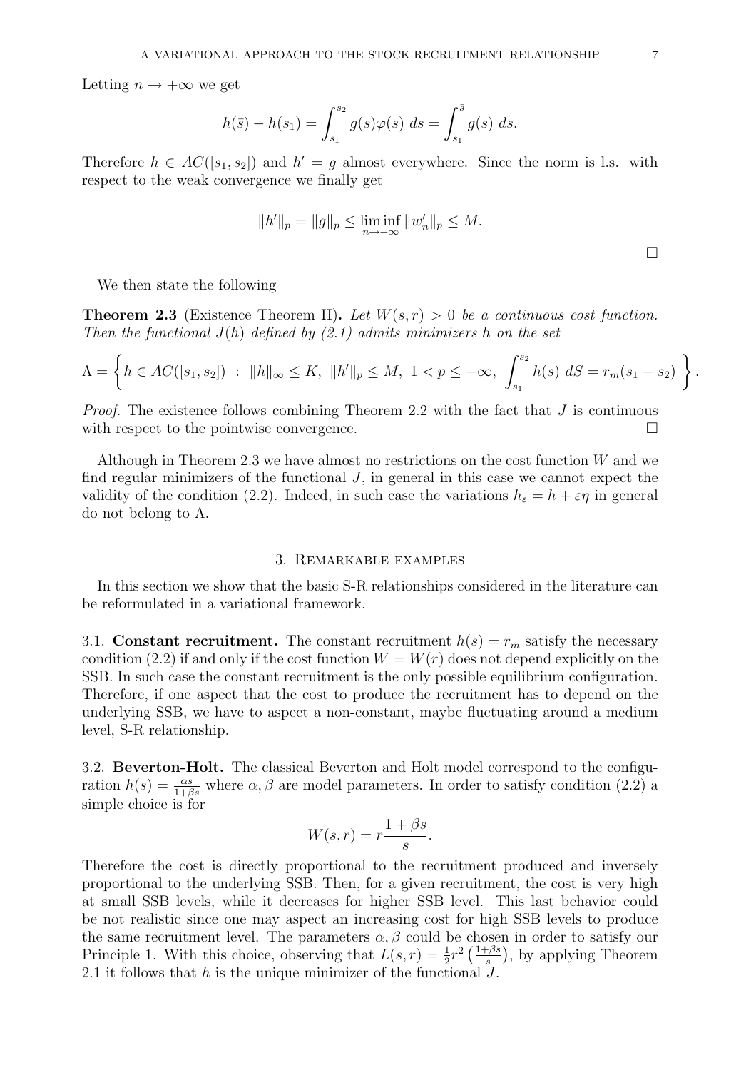Letting $n \to +\infty$ we get

$$h(\bar{s}) - h(s_1) = \int_{s_1}^{s_2} g(s)\varphi(s)\, ds = \int_{s_1}^{\bar{s}} g(s)\, ds.$$

Therefore $h \in AC([s_1, s_2])$ and $h' = g$ almost everywhere. Since the norm is l.s. with respect to the weak convergence we finally get

$$\|h'\|_p = \|g\|_p \leq \liminf_{n\to+\infty} \|w_n'\|_p \leq M.$$

□

We then state the following

**Theorem 2.3** (Existence Theorem II)**.** *Let $W(s,r) > 0$ be a continuous cost function. Then the functional $J(h)$ defined by (2.1) admits minimizers $h$ on the set*

$$\Lambda = \left\{ h \in AC([s_1, s_2]) \ : \ \|h\|_\infty \leq K, \ \|h'\|_p \leq M, \ 1 < p \leq +\infty, \ \int_{s_1}^{s_2} h(s)\, dS = r_m(s_1 - s_2) \right\}.$$

*Proof.* The existence follows combining Theorem 2.2 with the fact that $J$ is continuous with respect to the pointwise convergence. □

Although in Theorem 2.3 we have almost no restrictions on the cost function $W$ and we find regular minimizers of the functional $J$, in general in this case we cannot expect the validity of the condition (2.2). Indeed, in such case the variations $h_\varepsilon = h + \varepsilon\eta$ in general do not belong to $\Lambda$.

## 3. Remarkable examples

In this section we show that the basic S-R relationships considered in the literature can be reformulated in a variational framework.

3.1. **Constant recruitment.** The constant recruitment $h(s) = r_m$ satisfy the necessary condition (2.2) if and only if the cost function $W = W(r)$ does not depend explicitly on the SSB. In such case the constant recruitment is the only possible equilibrium configuration. Therefore, if one aspect that the cost to produce the recruitment has to depend on the underlying SSB, we have to aspect a non-constant, maybe fluctuating around a medium level, S-R relationship.

3.2. **Beverton-Holt.** The classical Beverton and Holt model correspond to the configuration $h(s) = \frac{\alpha s}{1+\beta s}$ where $\alpha, \beta$ are model parameters. In order to satisfy condition (2.2) a simple choice is for

$$W(s,r) = r\frac{1+\beta s}{s}.$$

Therefore the cost is directly proportional to the recruitment produced and inversely proportional to the underlying SSB. Then, for a given recruitment, the cost is very high at small SSB levels, while it decreases for higher SSB level. This last behavior could be not realistic since one may aspect an increasing cost for high SSB levels to produce the same recruitment level. The parameters $\alpha, \beta$ could be chosen in order to satisfy our Principle 1. With this choice, observing that $L(s,r) = \frac{1}{2}r^2\left(\frac{1+\beta s}{s}\right)$, by applying Theorem 2.1 it follows that $h$ is the unique minimizer of the functional $J$.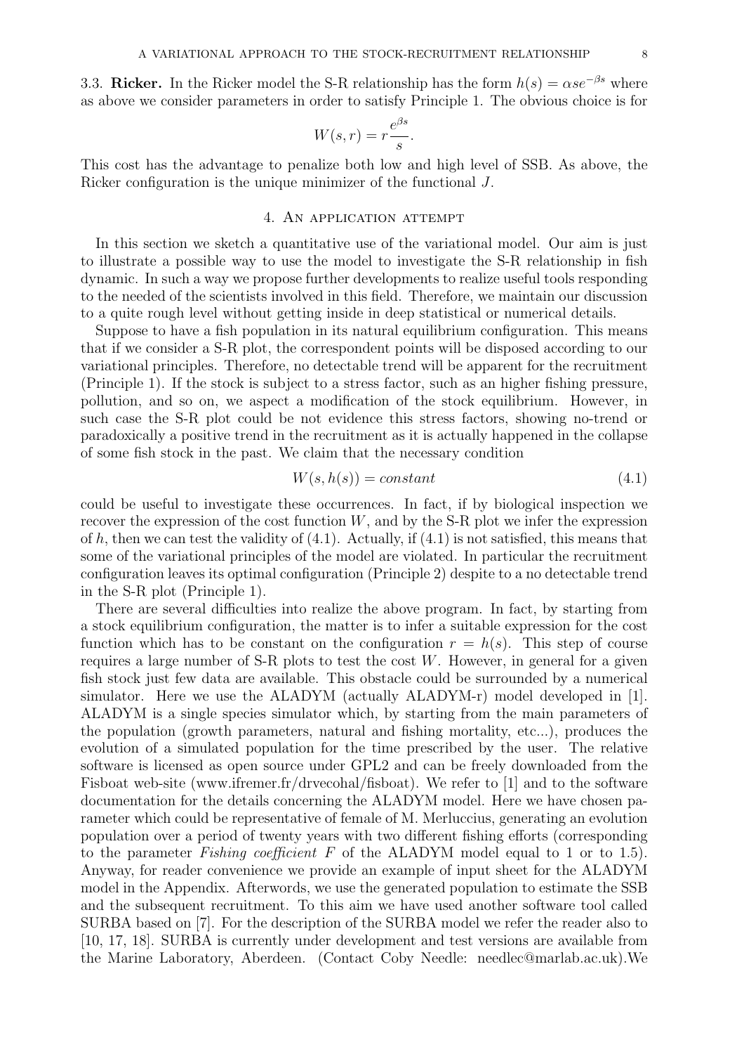3.3. **Ricker.** In the Ricker model the S-R relationship has the form $h(s) = \alpha s e^{-\beta s}$ where as above we consider parameters in order to satisfy Principle 1. The obvious choice is for

$$W(s, r) = r \frac{e^{\beta s}}{s}.$$

This cost has the advantage to penalize both low and high level of SSB. As above, the Ricker configuration is the unique minimizer of the functional $J$.

## 4. An application attempt

In this section we sketch a quantitative use of the variational model. Our aim is just to illustrate a possible way to use the model to investigate the S-R relationship in fish dynamic. In such a way we propose further developments to realize useful tools responding to the needed of the scientists involved in this field. Therefore, we maintain our discussion to a quite rough level without getting inside in deep statistical or numerical details.

Suppose to have a fish population in its natural equilibrium configuration. This means that if we consider a S-R plot, the correspondent points will be disposed according to our variational principles. Therefore, no detectable trend will be apparent for the recruitment (Principle 1). If the stock is subject to a stress factor, such as an higher fishing pressure, pollution, and so on, we aspect a modification of the stock equilibrium. However, in such case the S-R plot could be not evidence this stress factors, showing no-trend or paradoxically a positive trend in the recruitment as it is actually happened in the collapse of some fish stock in the past. We claim that the necessary condition

$$W(s, h(s)) = constant \tag{4.1}$$

could be useful to investigate these occurrences. In fact, if by biological inspection we recover the expression of the cost function $W$, and by the S-R plot we infer the expression of $h$, then we can test the validity of (4.1). Actually, if (4.1) is not satisfied, this means that some of the variational principles of the model are violated. In particular the recruitment configuration leaves its optimal configuration (Principle 2) despite to a no detectable trend in the S-R plot (Principle 1).

There are several difficulties into realize the above program. In fact, by starting from a stock equilibrium configuration, the matter is to infer a suitable expression for the cost function which has to be constant on the configuration $r = h(s)$. This step of course requires a large number of S-R plots to test the cost $W$. However, in general for a given fish stock just few data are available. This obstacle could be surrounded by a numerical simulator. Here we use the ALADYM (actually ALADYM-r) model developed in [1]. ALADYM is a single species simulator which, by starting from the main parameters of the population (growth parameters, natural and fishing mortality, etc...), produces the evolution of a simulated population for the time prescribed by the user. The relative software is licensed as open source under GPL2 and can be freely downloaded from the Fisboat web-site (www.ifremer.fr/drvecohal/fisboat). We refer to [1] and to the software documentation for the details concerning the ALADYM model. Here we have chosen parameter which could be representative of female of M. Merluccius, generating an evolution population over a period of twenty years with two different fishing efforts (corresponding to the parameter *Fishing coefficient* $F$ of the ALADYM model equal to 1 or to 1.5). Anyway, for reader convenience we provide an example of input sheet for the ALADYM model in the Appendix. Afterwords, we use the generated population to estimate the SSB and the subsequent recruitment. To this aim we have used another software tool called SURBA based on [7]. For the description of the SURBA model we refer the reader also to [10, 17, 18]. SURBA is currently under development and test versions are available from the Marine Laboratory, Aberdeen. (Contact Coby Needle: needlec@marlab.ac.uk).We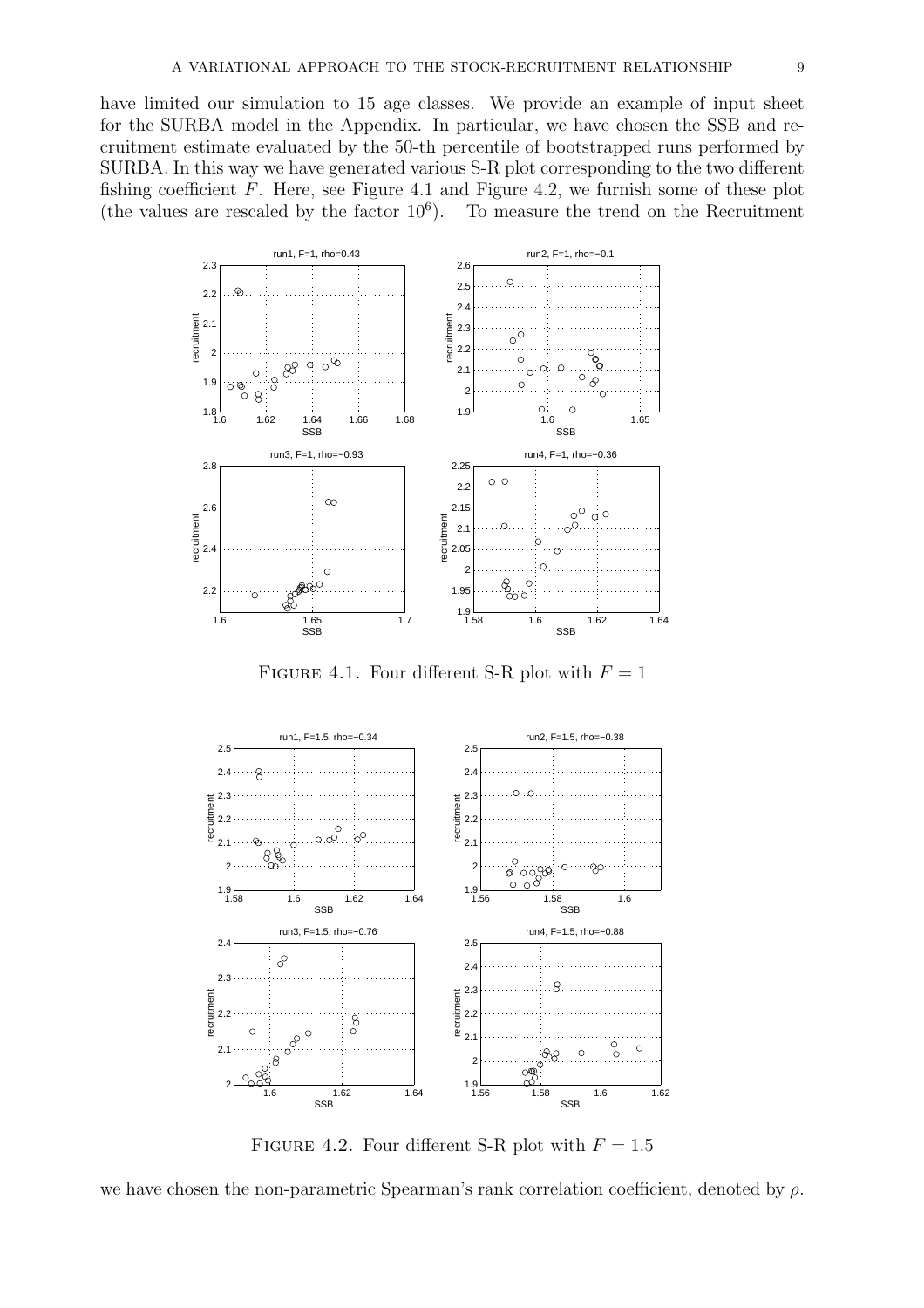have limited our simulation to 15 age classes. We provide an example of input sheet for the SURBA model in the Appendix. In particular, we have chosen the SSB and recruitment estimate evaluated by the 50-th percentile of bootstrapped runs performed by SURBA. In this way we have generated various S-R plot corresponding to the two different fishing coefficient $F$. Here, see Figure 4.1 and Figure 4.2, we furnish some of these plot (the values are rescaled by the factor $10^6$). To measure the trend on the Recruitment

FIGURE 4.1. Four different S-R plot with $F = 1$

FIGURE 4.2. Four different S-R plot with $F = 1.5$

we have chosen the non-parametric Spearman's rank correlation coefficient, denoted by $\rho$.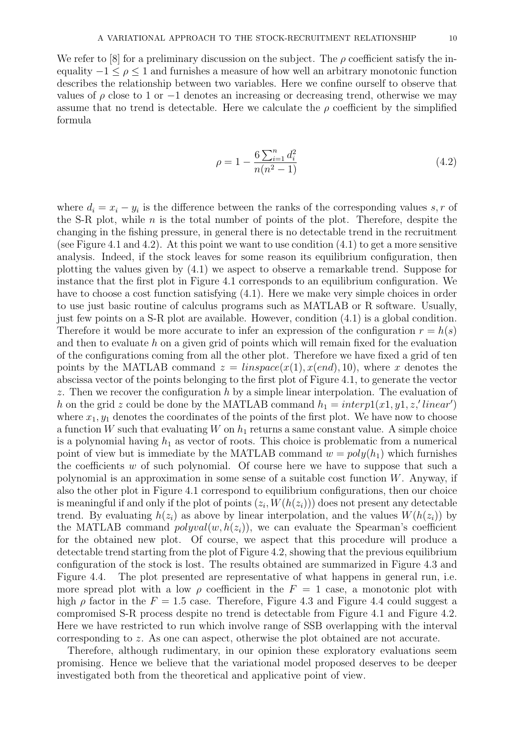We refer to [8] for a preliminary discussion on the subject. The $\rho$ coefficient satisfy the inequality $-1 \leq \rho \leq 1$ and furnishes a measure of how well an arbitrary monotonic function describes the relationship between two variables. Here we confine ourself to observe that values of $\rho$ close to 1 or $-1$ denotes an increasing or decreasing trend, otherwise we may assume that no trend is detectable. Here we calculate the $\rho$ coefficient by the simplified formula

$$\rho = 1 - \frac{6\sum_{i=1}^{n} d_i^2}{n(n^2-1)} \tag{4.2}$$

where $d_i = x_i - y_i$ is the difference between the ranks of the corresponding values $s, r$ of the S-R plot, while $n$ is the total number of points of the plot. Therefore, despite the changing in the fishing pressure, in general there is no detectable trend in the recruitment (see Figure 4.1 and 4.2). At this point we want to use condition (4.1) to get a more sensitive analysis. Indeed, if the stock leaves for some reason its equilibrium configuration, then plotting the values given by (4.1) we aspect to observe a remarkable trend. Suppose for instance that the first plot in Figure 4.1 corresponds to an equilibrium configuration. We have to choose a cost function satisfying (4.1). Here we make very simple choices in order to use just basic routine of calculus programs such as MATLAB or R software. Usually, just few points on a S-R plot are available. However, condition (4.1) is a global condition. Therefore it would be more accurate to infer an expression of the configuration $r = h(s)$ and then to evaluate $h$ on a given grid of points which will remain fixed for the evaluation of the configurations coming from all the other plot. Therefore we have fixed a grid of ten points by the MATLAB command $z = linspace(x(1), x(end), 10)$, where $x$ denotes the abscissa vector of the points belonging to the first plot of Figure 4.1, to generate the vector $z$. Then we recover the configuration $h$ by a simple linear interpolation. The evaluation of $h$ on the grid $z$ could be done by the MATLAB command $h_1 = interp1(x1, y1, z,' linear')$ where $x_1, y_1$ denotes the coordinates of the points of the first plot. We have now to choose a function $W$ such that evaluating $W$ on $h_1$ returns a same constant value. A simple choice is a polynomial having $h_1$ as vector of roots. This choice is problematic from a numerical point of view but is immediate by the MATLAB command $w = poly(h_1)$ which furnishes the coefficients $w$ of such polynomial. Of course here we have to suppose that such a polynomial is an approximation in some sense of a suitable cost function $W$. Anyway, if also the other plot in Figure 4.1 correspond to equilibrium configurations, then our choice is meaningful if and only if the plot of points $(z_i, W(h(z_i)))$ does not present any detectable trend. By evaluating $h(z_i)$ as above by linear interpolation, and the values $W(h(z_i))$ by the MATLAB command $polyval(w, h(z_i))$, we can evaluate the Spearman's coefficient for the obtained new plot. Of course, we aspect that this procedure will produce a detectable trend starting from the plot of Figure 4.2, showing that the previous equilibrium configuration of the stock is lost. The results obtained are summarized in Figure 4.3 and Figure 4.4. The plot presented are representative of what happens in general run, i.e. more spread plot with a low $\rho$ coefficient in the $F = 1$ case, a monotonic plot with high $\rho$ factor in the $F = 1.5$ case. Therefore, Figure 4.3 and Figure 4.4 could suggest a compromised S-R process despite no trend is detectable from Figure 4.1 and Figure 4.2. Here we have restricted to run which involve range of SSB overlapping with the interval corresponding to $z$. As one can aspect, otherwise the plot obtained are not accurate.

Therefore, although rudimentary, in our opinion these exploratory evaluations seem promising. Hence we believe that the variational model proposed deserves to be deeper investigated both from the theoretical and applicative point of view.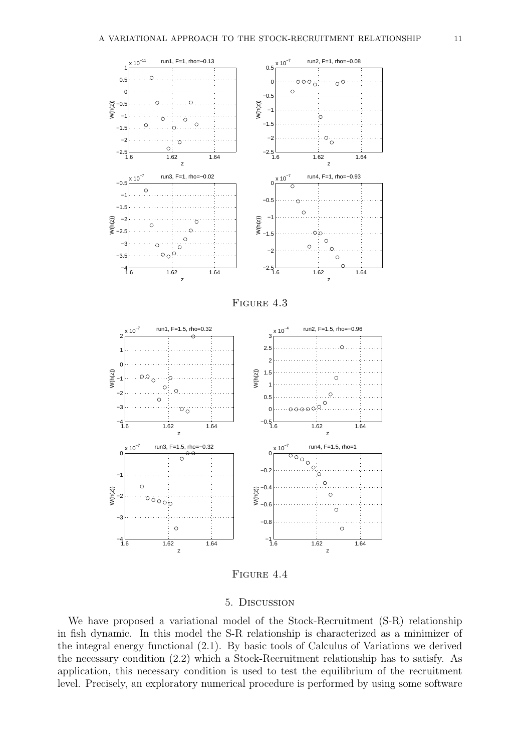Figure 4.3

Figure 4.4

## 5. Discussion

We have proposed a variational model of the Stock-Recruitment (S-R) relationship in fish dynamic. In this model the S-R relationship is characterized as a minimizer of the integral energy functional (2.1). By basic tools of Calculus of Variations we derived the necessary condition (2.2) which a Stock-Recruitment relationship has to satisfy. As application, this necessary condition is used to test the equilibrium of the recruitment level. Precisely, an exploratory numerical procedure is performed by using some software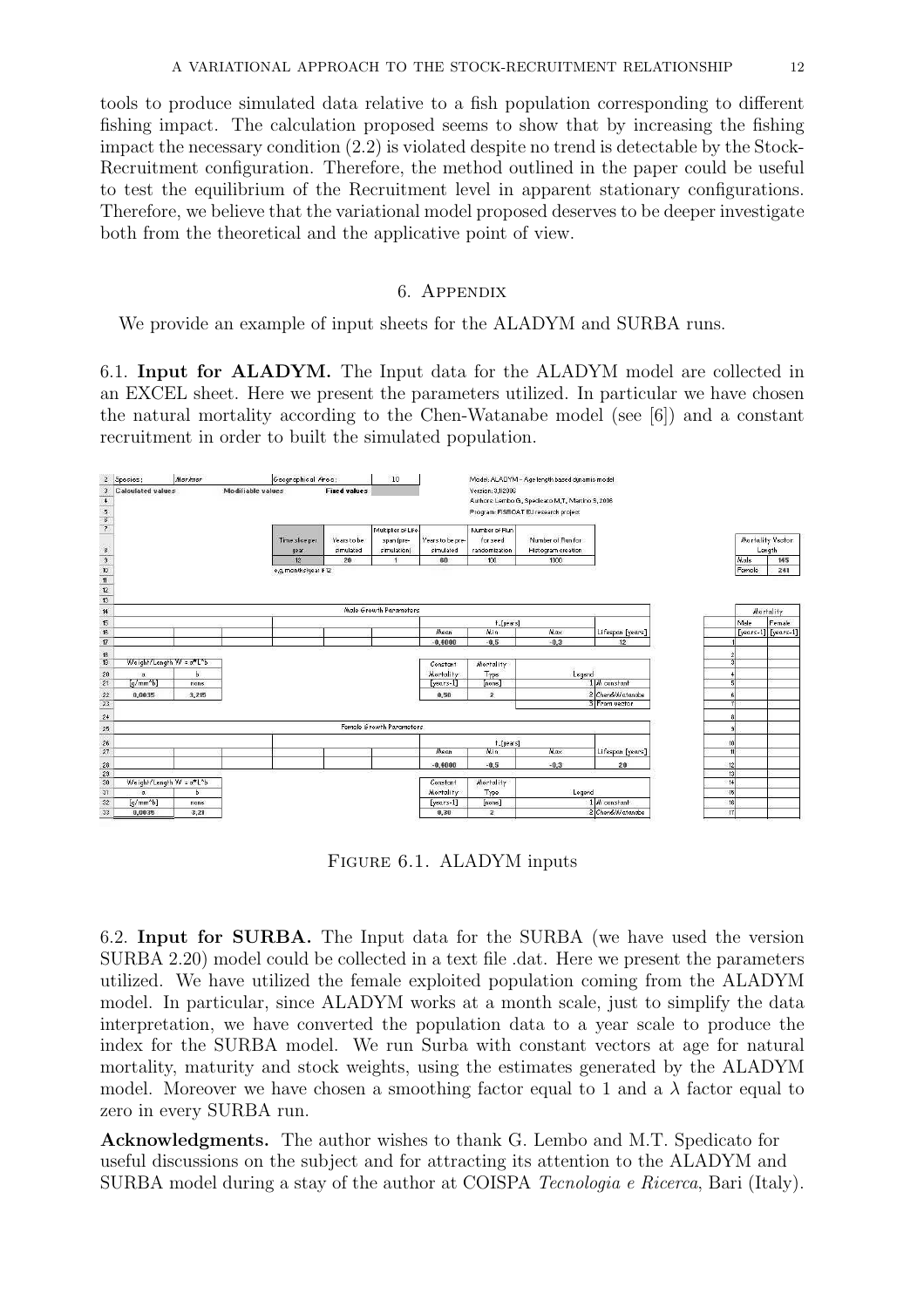tools to produce simulated data relative to a fish population corresponding to different fishing impact. The calculation proposed seems to show that by increasing the fishing impact the necessary condition (2.2) is violated despite no trend is detectable by the Stock-Recruitment configuration. Therefore, the method outlined in the paper could be useful to test the equilibrium of the Recruitment level in apparent stationary configurations. Therefore, we believe that the variational model proposed deserves to be deeper investigate both from the theoretical and the applicative point of view.

## 6. Appendix

We provide an example of input sheets for the ALADYM and SURBA runs.

**6.1. Input for ALADYM.** The Input data for the ALADYM model are collected in an EXCEL sheet. Here we present the parameters utilized. In particular we have chosen the natural mortality according to the Chen-Watanabe model (see [6]) and a constant recruitment in order to built the simulated population.

Figure 6.1. ALADYM inputs

**6.2. Input for SURBA.** The Input data for the SURBA (we have used the version SURBA 2.20) model could be collected in a text file .dat. Here we present the parameters utilized. We have utilized the female exploited population coming from the ALADYM model. In particular, since ALADYM works at a month scale, just to simplify the data interpretation, we have converted the population data to a year scale to produce the index for the SURBA model. We run Surba with constant vectors at age for natural mortality, maturity and stock weights, using the estimates generated by the ALADYM model. Moreover we have chosen a smoothing factor equal to 1 and a $\lambda$ factor equal to zero in every SURBA run.

**Acknowledgments.** The author wishes to thank G. Lembo and M.T. Spedicato for useful discussions on the subject and for attracting its attention to the ALADYM and SURBA model during a stay of the author at COISPA *Tecnologia e Ricerca*, Bari (Italy).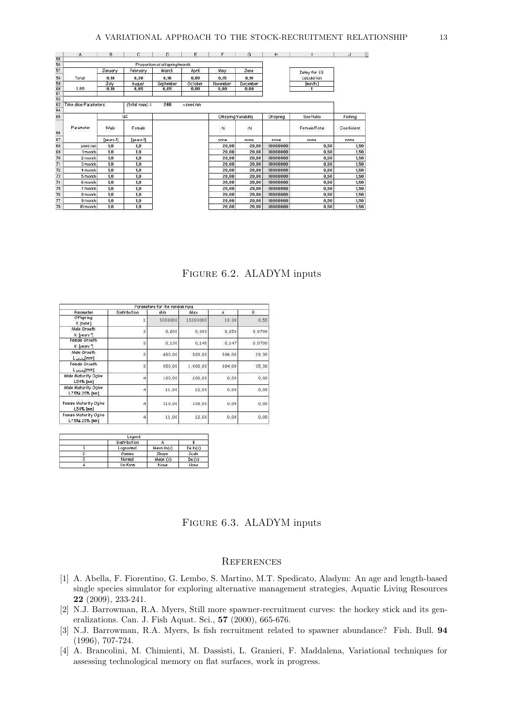| | A | B | C | D | E | F | G | H | I | J |
|---|---|---|---|---|---|---|---|---|---|---|
| 55 | | | | | | | | | | |
| 56 | | | | Proportion of offspring/month | | | | | | |
| 57 | | January | February | March | April | May | June | | Delay for SS | |
| 58 | Total | 0,10 | 0,30 | 0,10 | 0,05 | 0,15 | 0,10 | | calculation | |
| 59 | | July | August | September | October | November | December | | [month] | |
| 60 | 1,00 | 0,10 | 0,05 | 0,05 | 0,00 | 0,00 | 0,00 | | 1 | |
| 61 | | | | | | | | | | |
| 62 | | | | | | | | | | |
| 63 | Time slice Parameters | | (total rows) = | 240 | + seed run | | | | | |
| 64 | | | | | | | | | | |
| 65 | | QZ | | | | Offspring Variability | | Offspring | Sex Ratio | Fishing |
| 66 | Parameter | Male | Female | | | -% | +% | | Female/Total | Coefficient |
| 67 | | [years-1] | [years-1] | | | none | none | none | none | none |
| 68 | seed run | 1,0 | 1,0 | | | 20,00 | 20,00 | 10000000 | 0,50 | 1,50 |
| 69 | 1 month | 1,0 | 1,0 | | | 20,00 | 20,00 | 10000000 | 0,50 | 1,50 |
| 70 | 2 month | 1,0 | 1,0 | | | 20,00 | 20,00 | 10000000 | 0,50 | 1,50 |
| 71 | 3 month | 1,0 | 1,0 | | | 20,00 | 20,00 | 10000000 | 0,50 | 1,50 |
| 72 | 4 month | 1,0 | 1,0 | | | 20,00 | 20,00 | 10000000 | 0,50 | 1,50 |
| 73 | 5 month | 1,0 | 1,0 | | | 20,00 | 20,00 | 10000000 | 0,50 | 1,50 |
| 74 | 6 month | 1,0 | 1,0 | | | 20,00 | 20,00 | 10000000 | 0,50 | 1,50 |
| 75 | 7 month | 1,0 | 1,0 | | | 20,00 | 20,00 | 10000000 | 0,50 | 1,50 |
| 76 | 8 month | 1,0 | 1,0 | | | 20,00 | 20,00 | 10000000 | 0,50 | 1,50 |
| 77 | 9 month | 1,0 | 1,0 | | | 20,00 | 20,00 | 10000000 | 0,50 | 1,50 |
| 78 | 10 month | 1,0 | 1,0 | | | 20,00 | 20,00 | 10000000 | 0,50 | 1,50 |

Figure 6.2. ALADYM inputs

| Parameters for the random runs | | | | | |
|---|---|---|---|---|---|
| Parameter | Distribution | Min | Max | A | B |
| Offspring R [none] | 1 | 5000000 | 15000000 | 18,30 | 0,55 |
| Male Growth K [years-1] | 3 | 0,200 | 0,300 | 0,250 | 0,0700 |
| Female Growth K [years-1] | 3 | 0,130 | 0,140 | 0,147 | 0,0700 |
| Male Growth $L_{infinity}$ [mm] | 3 | 480,00 | 520,00 | 586,00 | 28,30 |
| Female Growth $L_{infinity}$ [mm] | 3 | 950,00 | 1.000,00 | 884,00 | 35,30 |
| Male Maturity Ogive L50% [mm] | 4 | 180,00 | 200,00 | 0,00 | 0,00 |
| Male Maturity Ogive L75%-L25% [mm] | 4 | 11,00 | 12,00 | 0,00 | 0,00 |
| Female Maturity Ogive L50% [mm] | 4 | 319,00 | 339,00 | 0,00 | 0,00 |
| Female Maturity Ogive L75%-L25% [mm] | 4 | 11,00 | 12,00 | 0,00 | 0,00 |

| Legend | | | |
|---|---|---|---|
| | Distribution | A | B |
| 1 | Lognormal | Mean ln(x) | Ds ln(x) |
| 2 | Gamma | Shape | Scale |
| 3 | Normal | Mean (x) | Ds (x) |
| 4 | Uniform | None | None |

Figure 6.3. ALADYM inputs

## References

[1] A. Abella, F. Fiorentino, G. Lembo, S. Martino, M.T. Spedicato, Aladym: An age and length-based single species simulator for exploring alternative management strategies, Aquatic Living Resources **22** (2009), 233-241.

[2] N.J. Barrowman, R.A. Myers, Still more spawner-recruitment curves: the hockey stick and its generalizations. Can. J. Fish Aquat. Sci., **57** (2000), 665-676.

[3] N.J. Barrowman, R.A. Myers, Is fish recruitment related to spawner abundance? Fish. Bull. **94** (1996), 707-724.

[4] A. Brancolini, M. Chimienti, M. Dassisti, L. Granieri, F. Maddalena, Variational techniques for assessing technological memory on flat surfaces, work in progress.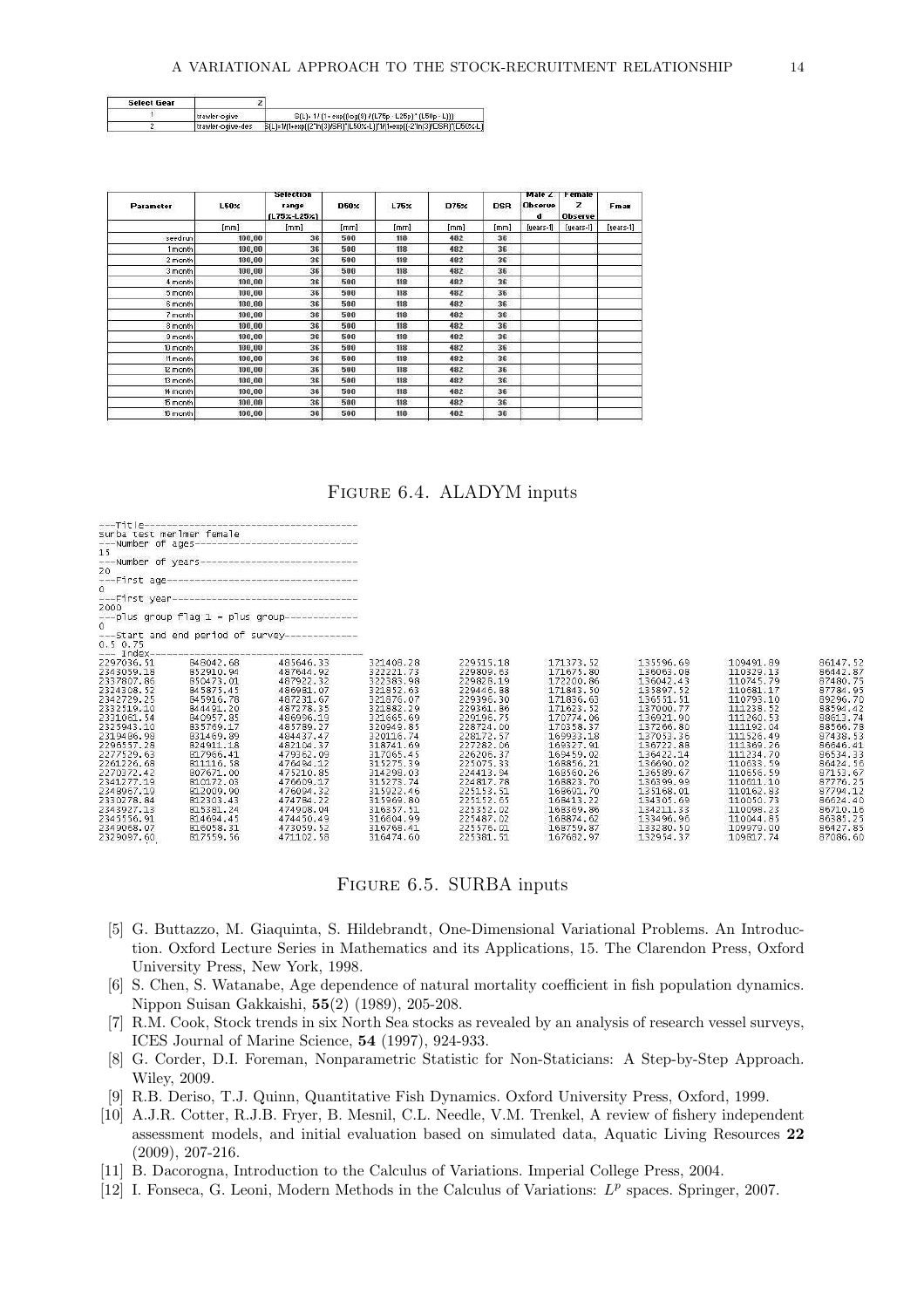| Select Gear | Z | |
|---|---|---|
| 1 | trawler-ogive | S(L)= 1/ (1+ exp((log(3) / (L75p - L25p) * (L50p - L))) |
| 2 | trawler-ogive-des | S(L)=1/(1+exp((2*ln(3)/SR)*(L50%-L)))*1/(1+exp((-2*ln(3)/DSR)*(L50%-L) |

| Parameter | L50% | Selection range (L75%-L25%) | D50% | L75% | D75% | DSR | Male Z Observed | Female Z Observed | Fmax |
|---|---|---|---|---|---|---|---|---|---|
| | [mm] | [mm] | [mm] | [mm] | [mm] | [mm] | [years-1] | [years-1] | [years-1] |
| seed run | 100,00 | 36 | 500 | 118 | 482 | 36 | | | |
| 1 month | 100,00 | 36 | 500 | 118 | 482 | 36 | | | |
| 2 month | 100,00 | 36 | 500 | 118 | 482 | 36 | | | |
| 3 month | 100,00 | 36 | 500 | 118 | 482 | 36 | | | |
| 4 month | 100,00 | 36 | 500 | 118 | 482 | 36 | | | |
| 5 month | 100,00 | 36 | 500 | 118 | 482 | 36 | | | |
| 6 month | 100,00 | 36 | 500 | 118 | 482 | 36 | | | |
| 7 month | 100,00 | 36 | 500 | 118 | 482 | 36 | | | |
| 8 month | 100,00 | 36 | 500 | 118 | 482 | 36 | | | |
| 9 month | 100,00 | 36 | 500 | 118 | 482 | 36 | | | |
| 10 month | 100,00 | 36 | 500 | 118 | 482 | 36 | | | |
| 11 month | 100,00 | 36 | 500 | 118 | 482 | 36 | | | |
| 12 month | 100,00 | 36 | 500 | 118 | 482 | 36 | | | |
| 13 month | 100,00 | 36 | 500 | 118 | 482 | 36 | | | |
| 14 month | 100,00 | 36 | 500 | 118 | 482 | 36 | | | |
| 15 month | 100,00 | 36 | 500 | 118 | 482 | 36 | | | |
| 16 month | 100,00 | 36 | 500 | 118 | 482 | 36 | | | |

Figure 6.4. ALADYM inputs

```
---Title-----------------------------------
surba test merlmer female
---Number of ages--------------------------
15
---Number of years-------------------------
20
---First age-------------------------------
0
---First year------------------------------
2000
---plus group flag 1 = plus group----------
0
---Start and end period of survey----------
0.5 0.75
--- Index----------------------------------
2297036.51  848042.68  485646.33  321408.28  229515.18  171373.52  135596.69  109491.89  86147.52
2343059.19  852910.94  487644.92  322221.73  229809.63  171675.80  136063.08  110329.13  86442.87
2337807.86  850473.01  487922.32  322383.98  229828.19  172200.86  136042.43  110745.79  87480.75
2324308.52  845875.45  486981.07  321852.63  229446.88  171843.50  135897.52  110681.17  87784.95
2342729.25  845916.78  487231.67  321876.07  229396.30  171836.63  136551.51  110793.10  89296.70
2332519.10  844491.20  487278.35  321882.29  229361.86  171623.52  137000.77  111238.52  88594.42
2331061.54  840957.85  486996.19  321665.69  229196.75  170774.06  136921.90  111260.53  88613.74
2325943.10  835769.17  485789.27  320949.85  228724.00  170358.37  137266.80  111192.04  88566.78
2319486.99  831469.89  484437.47  320116.74  228172.57  169933.18  137053.36  111526.49  87438.53
2296557.28  824911.18  482104.37  318741.69  227282.06  169327.91  136722.88  111369.26  86846.41
2277529.63  817966.41  479362.09  317065.45  226206.37  169459.02  136422.14  111234.70  86534.33
2261226.68  811116.58  476484.12  315275.39  225075.33  168856.21  136690.02  110633.59  86424.56
2270372.42  807671.00  475210.85  314298.03  224413.94  168560.26  136589.67  110656.59  87153.67
2341277.19  810172.03  476609.17  315273.74  224817.78  168823.70  136399.99  110611.10  87776.25
2348967.19  812009.90  476094.32  315922.46  225153.51  168691.70  135168.01  110162.83  87794.12
2330278.84  812303.43  474784.22  315969.80  225152.65  168413.22  134305.69  110050.73  86624.40
2343927.13  815381.24  474908.04  316357.51  225352.02  168369.86  134211.33  110098.23  86710.16
2345556.91  814694.45  474450.49  316604.99  225487.02  168874.62  133496.96  110044.85  86585.25
2349068.07  816058.31  473059.52  316768.41  225576.01  168759.87  133280.50  109979.00  86427.85
2329097.60  817559.56  471102.58  316474.60  225381.51  167682.97  132954.37  109817.74  87086.60
```

Figure 6.5. SURBA inputs

[5] G. Buttazzo, M. Giaquinta, S. Hildebrandt, One-Dimensional Variational Problems. An Introduction. Oxford Lecture Series in Mathematics and its Applications, 15. The Clarendon Press, Oxford University Press, New York, 1998.

[6] S. Chen, S. Watanabe, Age dependence of natural mortality coefficient in fish population dynamics. Nippon Suisan Gakkaishi, **55**(2) (1989), 205-208.

[7] R.M. Cook, Stock trends in six North Sea stocks as revealed by an analysis of research vessel surveys, ICES Journal of Marine Science, **54** (1997), 924-933.

[8] G. Corder, D.I. Foreman, Nonparametric Statistic for Non-Staticians: A Step-by-Step Approach. Wiley, 2009.

[9] R.B. Deriso, T.J. Quinn, Quantitative Fish Dynamics. Oxford University Press, Oxford, 1999.

[10] A.J.R. Cotter, R.J.B. Fryer, B. Mesnil, C.L. Needle, V.M. Trenkel, A review of fishery independent assessment models, and initial evaluation based on simulated data, Aquatic Living Resources **22** (2009), 207-216.

[11] B. Dacorogna, Introduction to the Calculus of Variations. Imperial College Press, 2004.

[12] I. Fonseca, G. Leoni, Modern Methods in the Calculus of Variations: $L^p$ spaces. Springer, 2007.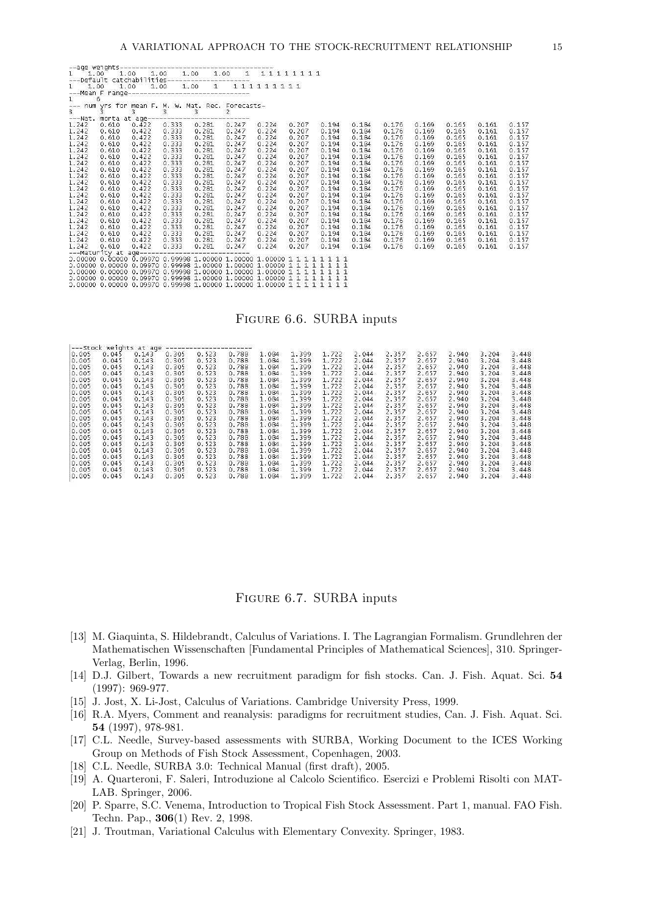```
--age weights-----------------------------------------
1    1.00    1.00    1.00    1.00    1.00    1   1 1 1 1 1 1 1 1
---Default catchabilities---------------------
1    1.00    1.00    1.00    1.00    1    1 1 1 1 1 1 1 1 1
---Mean F range---------------------------
1    6
--- num yrs for mean F. M. W. Mat. Rec. Forecasts-
3    3    3    3    3    2
---Nat. morta at age-------------------------
1.242  0.610  0.422  0.333  0.281  0.247  0.224  0.207  0.194  0.184  0.176  0.169  0.165  0.161  0.157
1.242  0.610  0.422  0.333  0.281  0.247  0.224  0.207  0.194  0.184  0.176  0.169  0.165  0.161  0.157
1.242  0.610  0.422  0.333  0.281  0.247  0.224  0.207  0.194  0.184  0.176  0.169  0.165  0.161  0.157
1.242  0.610  0.422  0.333  0.281  0.247  0.224  0.207  0.194  0.184  0.176  0.169  0.165  0.161  0.157
1.242  0.610  0.422  0.333  0.281  0.247  0.224  0.207  0.194  0.184  0.176  0.169  0.165  0.161  0.157
1.242  0.610  0.422  0.333  0.281  0.247  0.224  0.207  0.194  0.184  0.176  0.169  0.165  0.161  0.157
1.242  0.610  0.422  0.333  0.281  0.247  0.224  0.207  0.194  0.184  0.176  0.169  0.165  0.161  0.157
1.242  0.610  0.422  0.333  0.281  0.247  0.224  0.207  0.194  0.184  0.176  0.169  0.165  0.161  0.157
1.242  0.610  0.422  0.333  0.281  0.247  0.224  0.207  0.194  0.184  0.176  0.169  0.165  0.161  0.157
1.242  0.610  0.422  0.333  0.281  0.247  0.224  0.207  0.194  0.184  0.176  0.169  0.165  0.161  0.157
1.242  0.610  0.422  0.333  0.281  0.247  0.224  0.207  0.194  0.184  0.176  0.169  0.165  0.161  0.157
1.242  0.610  0.422  0.333  0.281  0.247  0.224  0.207  0.194  0.184  0.176  0.169  0.165  0.161  0.157
1.242  0.610  0.422  0.333  0.281  0.247  0.224  0.207  0.194  0.184  0.176  0.169  0.165  0.161  0.157
1.242  0.610  0.422  0.333  0.281  0.247  0.224  0.207  0.194  0.184  0.176  0.169  0.165  0.161  0.157
1.242  0.610  0.422  0.333  0.281  0.247  0.224  0.207  0.194  0.184  0.176  0.169  0.165  0.161  0.157
1.242  0.610  0.422  0.333  0.281  0.247  0.224  0.207  0.194  0.184  0.176  0.169  0.165  0.161  0.157
1.242  0.610  0.422  0.333  0.281  0.247  0.224  0.207  0.194  0.184  0.176  0.169  0.165  0.161  0.157
1.242  0.610  0.422  0.333  0.281  0.247  0.224  0.207  0.194  0.184  0.176  0.169  0.165  0.161  0.157
---Maturity at age---------------------------
0.00000 0.00000 0.09970 0.99998 1.00000 1.00000 1.00000 1 1 1 1 1 1 1 1
0.00000 0.00000 0.09970 0.99998 1.00000 1.00000 1.00000 1 1 1 1 1 1 1 1
0.00000 0.00000 0.09970 0.99998 1.00000 1.00000 1.00000 1 1 1 1 1 1 1 1
0.00000 0.00000 0.09970 0.99998 1.00000 1.00000 1.00000 1 1 1 1 1 1 1 1
0.00000 0.00000 0.09970 0.99998 1.00000 1.00000 1.00000 1 1 1 1 1 1 1 1
```

Figure 6.6. SURBA inputs

```
---Stock weights at age ---------------------
0.005  0.045  0.143  0.305  0.523  0.788  1.084  1.399  1.722  2.044  2.357  2.657  2.940  3.204  3.448
0.005  0.045  0.143  0.305  0.523  0.788  1.084  1.399  1.722  2.044  2.357  2.657  2.940  3.204  3.448
0.005  0.045  0.143  0.305  0.523  0.788  1.084  1.399  1.722  2.044  2.357  2.657  2.940  3.204  3.448
0.005  0.045  0.143  0.305  0.523  0.788  1.084  1.399  1.722  2.044  2.357  2.657  2.940  3.204  3.448
0.005  0.045  0.143  0.305  0.523  0.788  1.084  1.399  1.722  2.044  2.357  2.657  2.940  3.204  3.448
0.005  0.045  0.143  0.305  0.523  0.788  1.084  1.399  1.722  2.044  2.357  2.657  2.940  3.204  3.448
0.005  0.045  0.143  0.305  0.523  0.788  1.084  1.399  1.722  2.044  2.357  2.657  2.940  3.204  3.448
0.005  0.045  0.143  0.305  0.523  0.788  1.084  1.399  1.722  2.044  2.357  2.657  2.940  3.204  3.448
0.005  0.045  0.143  0.305  0.523  0.788  1.084  1.399  1.722  2.044  2.357  2.657  2.940  3.204  3.448
0.005  0.045  0.143  0.305  0.523  0.788  1.084  1.399  1.722  2.044  2.357  2.657  2.940  3.204  3.448
0.005  0.045  0.143  0.305  0.523  0.788  1.084  1.399  1.722  2.044  2.357  2.657  2.940  3.204  3.448
0.005  0.045  0.143  0.305  0.523  0.788  1.084  1.399  1.722  2.044  2.357  2.657  2.940  3.204  3.448
0.005  0.045  0.143  0.305  0.523  0.788  1.084  1.399  1.722  2.044  2.357  2.657  2.940  3.204  3.448
0.005  0.045  0.143  0.305  0.523  0.788  1.084  1.399  1.722  2.044  2.357  2.657  2.940  3.204  3.448
0.005  0.045  0.143  0.305  0.523  0.788  1.084  1.399  1.722  2.044  2.357  2.657  2.940  3.204  3.448
0.005  0.045  0.143  0.305  0.523  0.788  1.084  1.399  1.722  2.044  2.357  2.657  2.940  3.204  3.448
0.005  0.045  0.143  0.305  0.523  0.788  1.084  1.399  1.722  2.044  2.357  2.657  2.940  3.204  3.448
0.005  0.045  0.143  0.305  0.523  0.788  1.084  1.399  1.722  2.044  2.357  2.657  2.940  3.204  3.448
```

Figure 6.7. SURBA inputs

[13] M. Giaquinta, S. Hildebrandt, Calculus of Variations. I. The Lagrangian Formalism. Grundlehren der Mathematischen Wissenschaften [Fundamental Principles of Mathematical Sciences], 310. Springer-Verlag, Berlin, 1996.

[14] D.J. Gilbert, Towards a new recruitment paradigm for fish stocks. Can. J. Fish. Aquat. Sci. **54** (1997): 969-977.

[15] J. Jost, X. Li-Jost, Calculus of Variations. Cambridge University Press, 1999.

[16] R.A. Myers, Comment and reanalysis: paradigms for recruitment studies, Can. J. Fish. Aquat. Sci. **54** (1997), 978-981.

[17] C.L. Needle, Survey-based assessments with SURBA, Working Document to the ICES Working Group on Methods of Fish Stock Assessment, Copenhagen, 2003.

[18] C.L. Needle, SURBA 3.0: Technical Manual (first draft), 2005.

[19] A. Quarteroni, F. Saleri, Introduzione al Calcolo Scientifico. Esercizi e Problemi Risolti con MATLAB. Springer, 2006.

[20] P. Sparre, S.C. Venema, Introduction to Tropical Fish Stock Assessment. Part 1, manual. FAO Fish. Techn. Pap., **306**(1) Rev. 2, 1998.

[21] J. Troutman, Variational Calculus with Elementary Convexity. Springer, 1983.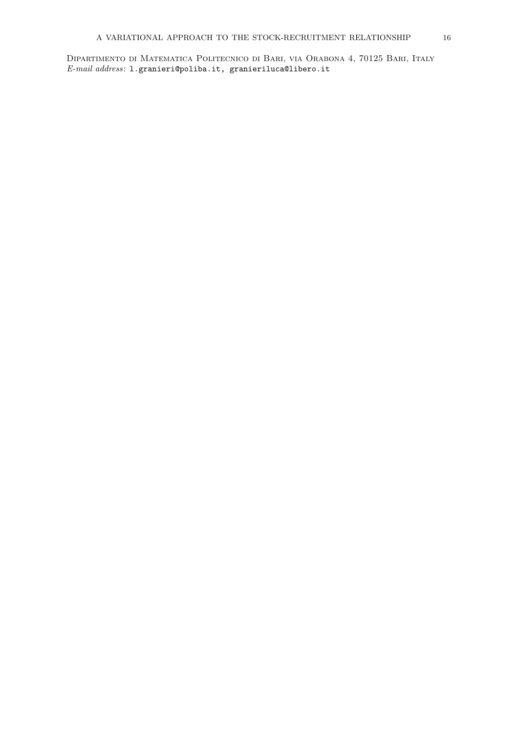Dipartimento di Matematica Politecnico di Bari, via Orabona 4, 70125 Bari, Italy
*E-mail address*: l.granieri@poliba.it, granieriluca@libero.it